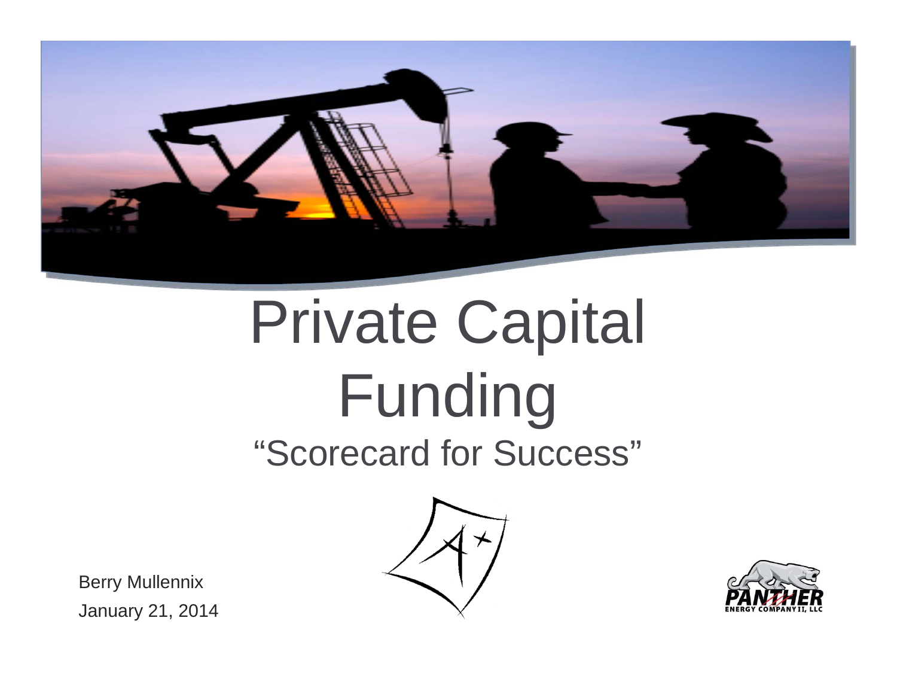# Private Capital Funding

## "Scorecard for Success"

Berry Mullennix

January 21, 2014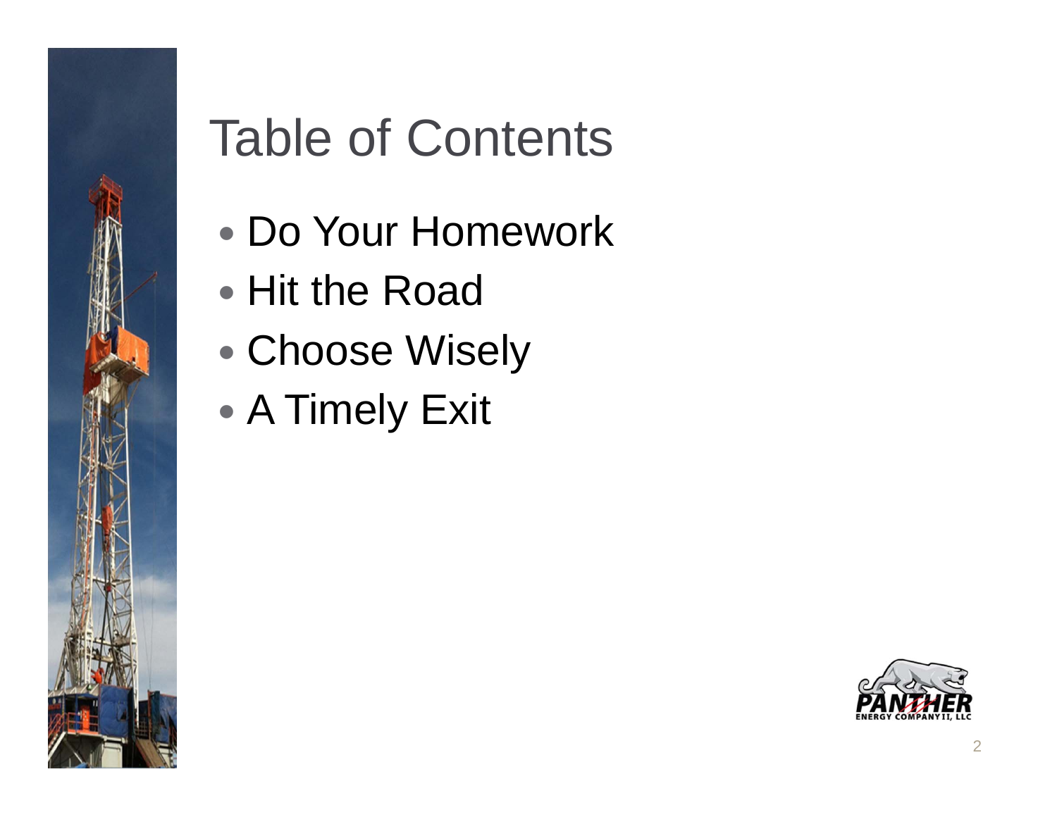# Table of Contents

- Do Your Homework
- Hit the Road
- Choose Wisely
- A Timely Exit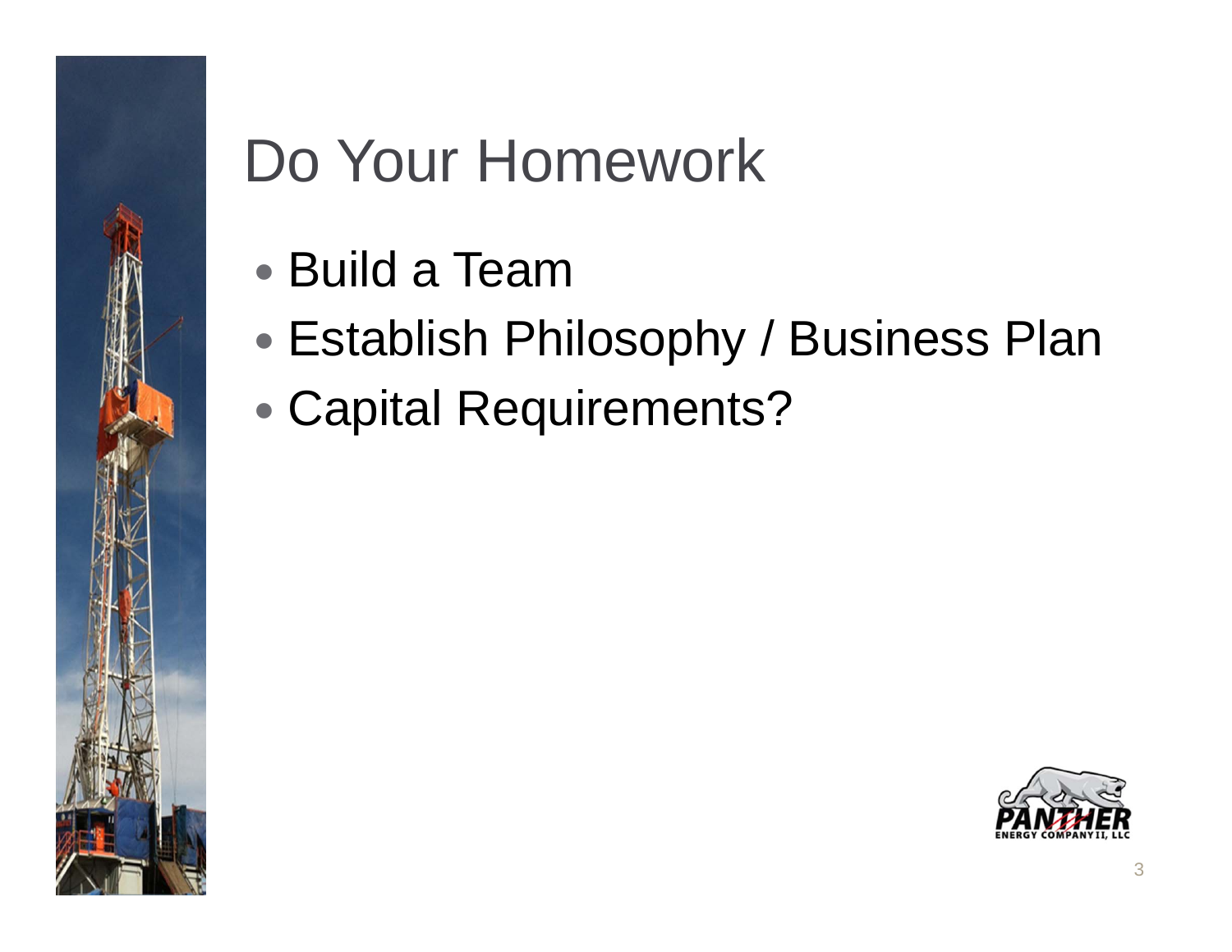# Do Your Homework

- Build a Team
- Establish Philosophy / Business Plan
- Capital Requirements?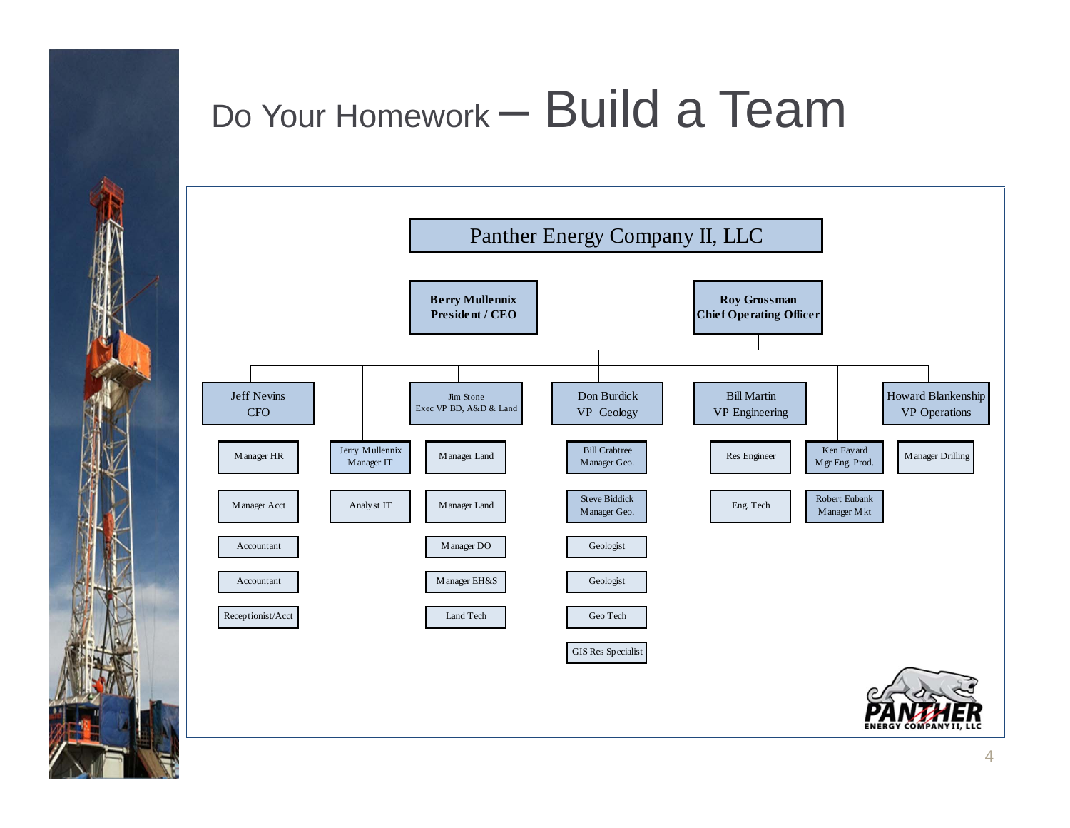# Do Your Homework – Build a Team

## Panther Energy Company II, LLC

- **Berry Mullennix** – **President / CEO**
- **Roy Grossman** – **Chief Operating Officer**

**Jeff Nevins – CFO**
- Manager HR
- Manager Acct
- Accountant
- Accountant
- Receptionist/Acct

**Jerry Mullennix – Manager IT**
- Analyst IT

**Jim Stone – Exec VP BD, A&D & Land**
- Manager Land
- Manager Land
- Manager DO
- Manager EH&S
- Land Tech

**Don Burdick – VP Geology**
- Bill Crabtree – Manager Geo.
- Steve Biddick – Manager Geo.
- Geologist
- Geologist
- Geo Tech
- GIS Res Specialist

**Bill Martin – VP Engineering**
- Res Engineer
- Eng. Tech

**Ken Fayard – Mgr Eng. Prod.**
- Robert Eubank – Manager Mkt

**Howard Blankenship – VP Operations**
- Manager Drilling

PANTHER ENERGY COMPANY II, LLC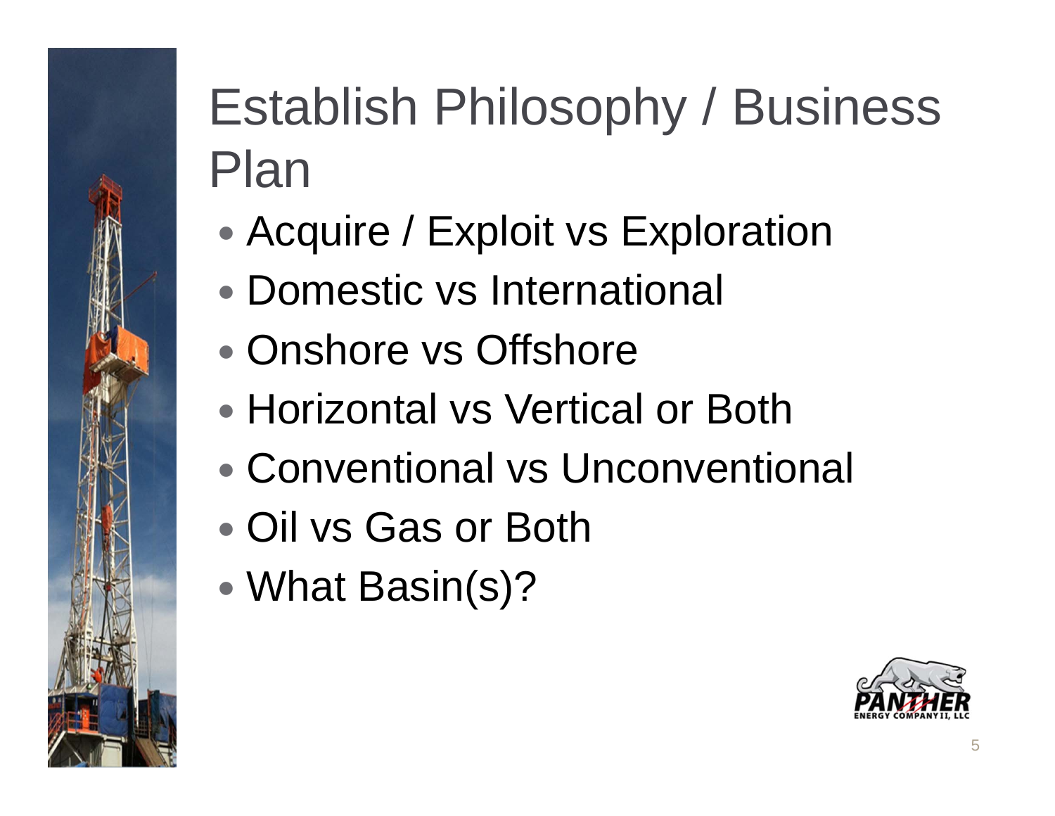# Establish Philosophy / Business Plan

- Acquire / Exploit vs Exploration
- Domestic vs International
- Onshore vs Offshore
- Horizontal vs Vertical or Both
- Conventional vs Unconventional
- Oil vs Gas or Both
- What Basin(s)?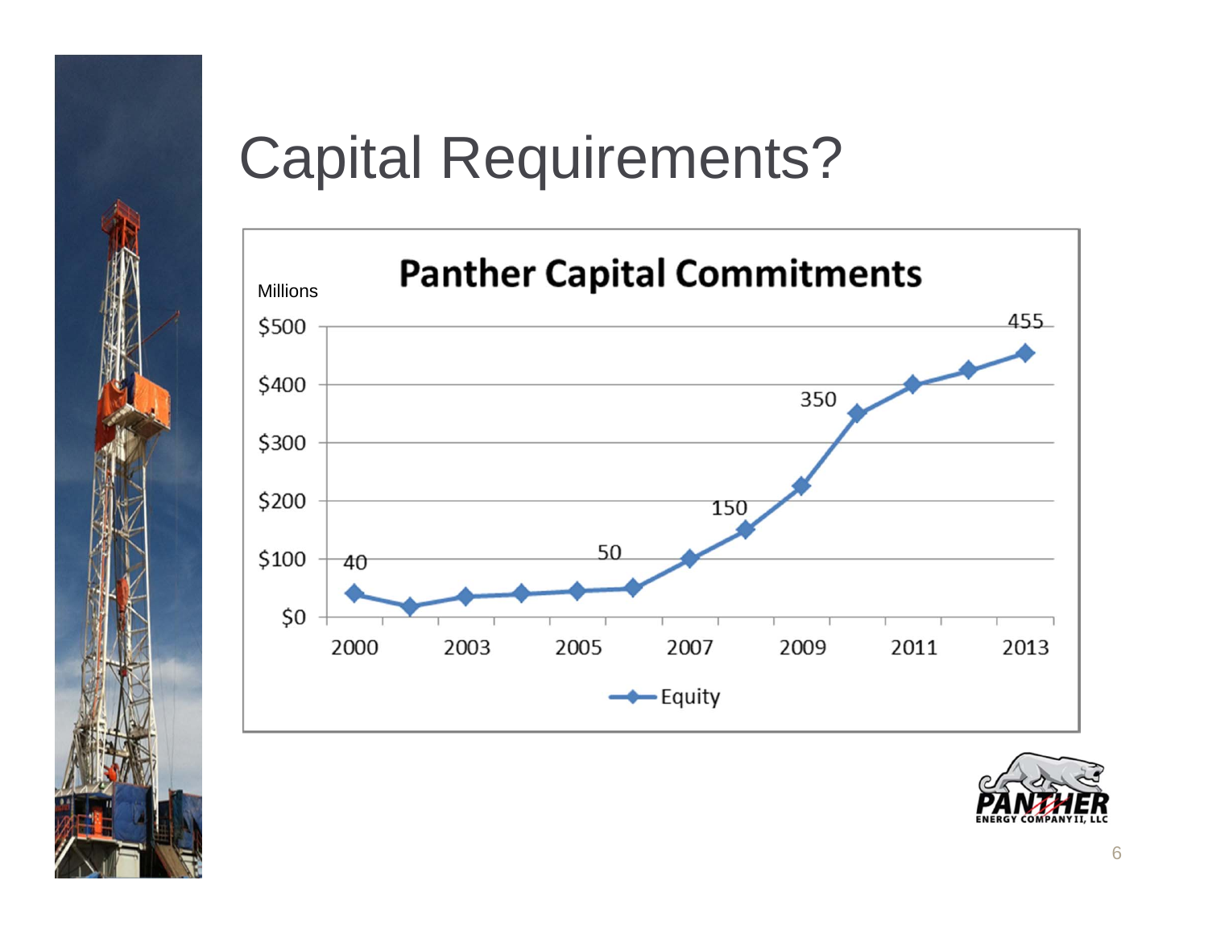# Capital Requirements?

**Panther Capital Commitments**

Millions

| Year | Equity |
|---|---|
| 2000 | 40 |
| 2006 | 50 |
| 2008 | 150 |
| 2010 | 350 |
| 2013 | 455 |

Equity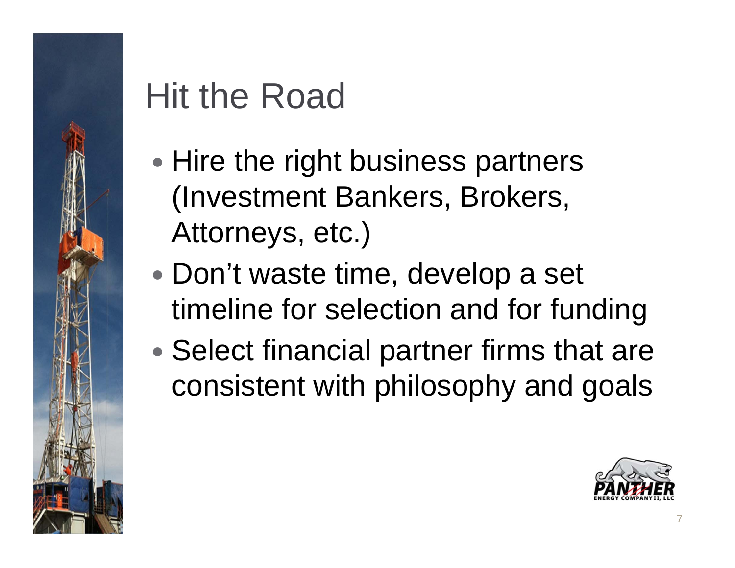# Hit the Road

- Hire the right business partners (Investment Bankers, Brokers, Attorneys, etc.)
- Don't waste time, develop a set timeline for selection and for funding
- Select financial partner firms that are consistent with philosophy and goals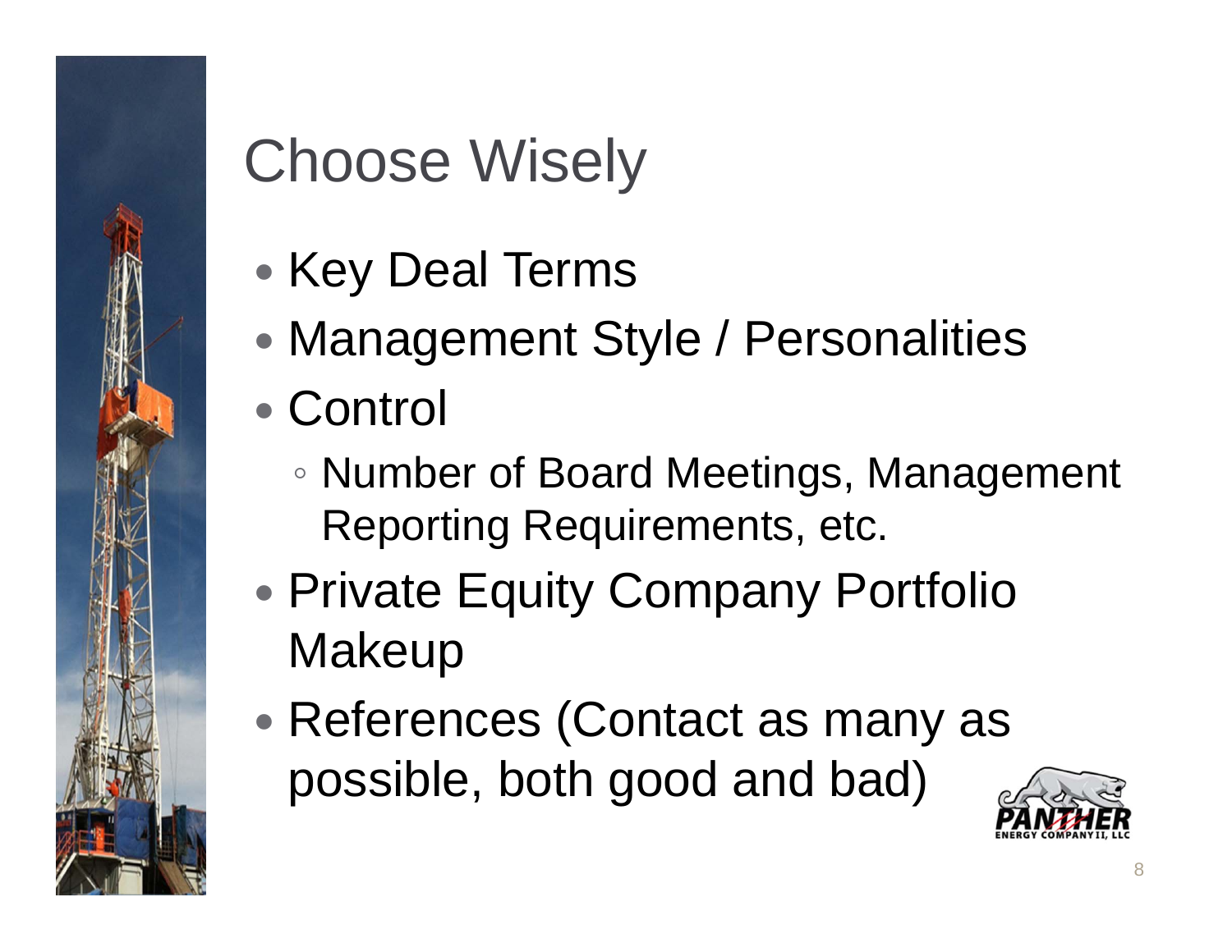# Choose Wisely

- Key Deal Terms
- Management Style / Personalities
- Control
  - Number of Board Meetings, Management Reporting Requirements, etc.
- Private Equity Company Portfolio Makeup
- References (Contact as many as possible, both good and bad)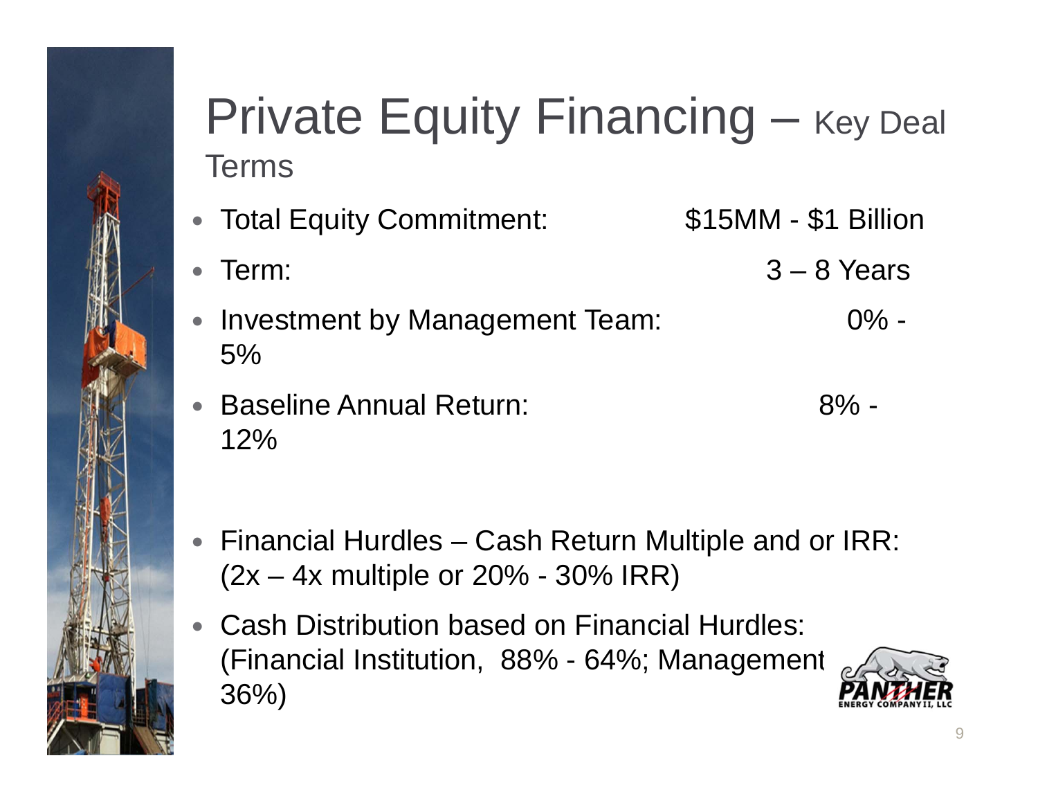# Private Equity Financing – Key Deal Terms

- Total Equity Commitment: $15MM - $1 Billion
- Term: 3 – 8 Years
- Investment by Management Team: 0% - 5%
- Baseline Annual Return: 8% - 12%

- Financial Hurdles – Cash Return Multiple and or IRR: (2x – 4x multiple or 20% - 30% IRR)
- Cash Distribution based on Financial Hurdles: (Financial Institution, 88% - 64%; Management 36%)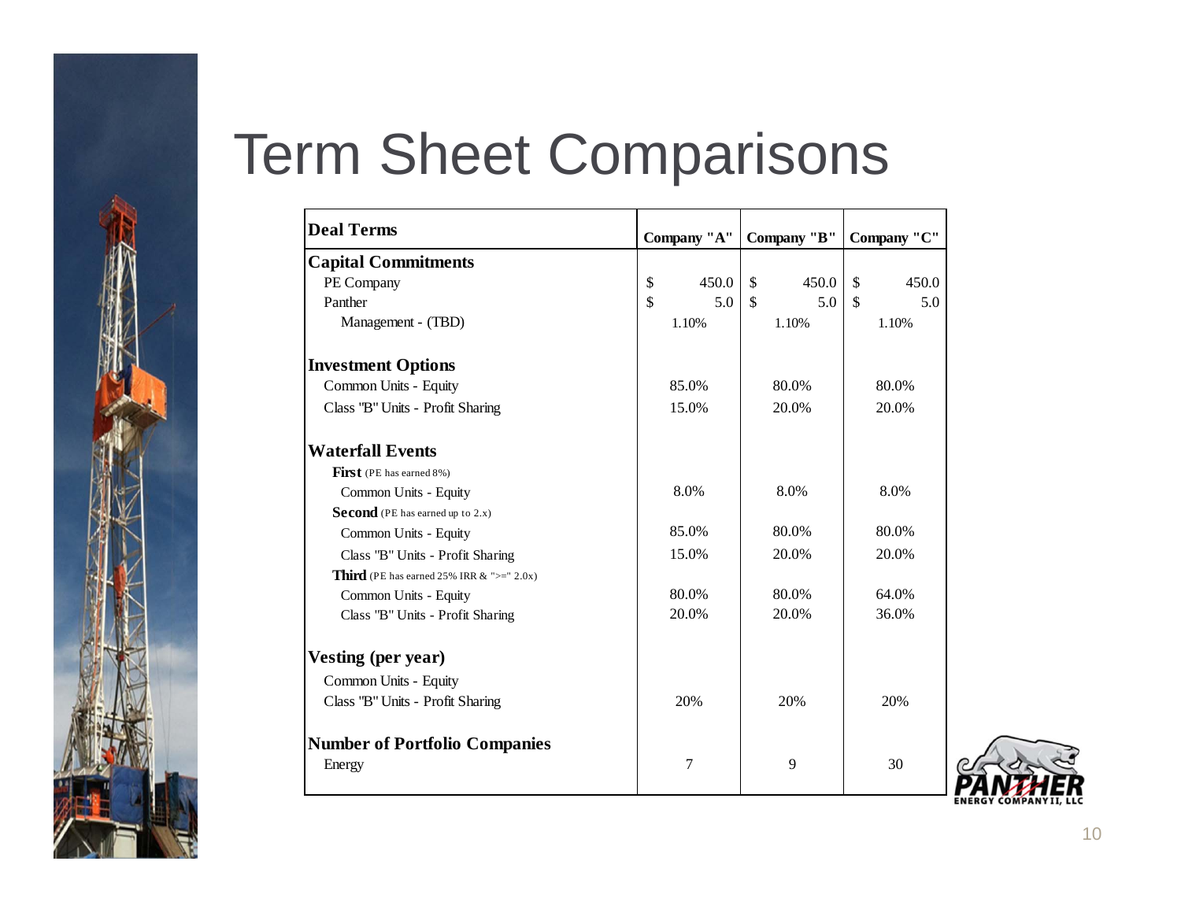# Term Sheet Comparisons

| Deal Terms | Company "A" | Company "B" | Company "C" |
|---|---|---|---|
| **Capital Commitments** | | | |
| PE Company | $ 450.0 | $ 450.0 | $ 450.0 |
| Panther | $ 5.0 | $ 5.0 | $ 5.0 |
| Management - (TBD) | 1.10% | 1.10% | 1.10% |
| | | | |
| **Investment Options** | | | |
| Common Units - Equity | 85.0% | 80.0% | 80.0% |
| Class "B" Units - Profit Sharing | 15.0% | 20.0% | 20.0% |
| | | | |
| **Waterfall Events** | | | |
| **First** (PE has earned 8%) | | | |
| Common Units - Equity | 8.0% | 8.0% | 8.0% |
| **Second** (PE has earned up to 2.x) | | | |
| Common Units - Equity | 85.0% | 80.0% | 80.0% |
| Class "B" Units - Profit Sharing | 15.0% | 20.0% | 20.0% |
| **Third** (PE has earned 25% IRR & ">=" 2.0x) | | | |
| Common Units - Equity | 80.0% | 80.0% | 64.0% |
| Class "B" Units - Profit Sharing | 20.0% | 20.0% | 36.0% |
| | | | |
| **Vesting (per year)** | | | |
| Common Units - Equity | | | |
| Class "B" Units - Profit Sharing | 20% | 20% | 20% |
| | | | |
| **Number of Portfolio Companies** | | | |
| Energy | 7 | 9 | 30 |

PANTHER ENERGY COMPANY II, LLC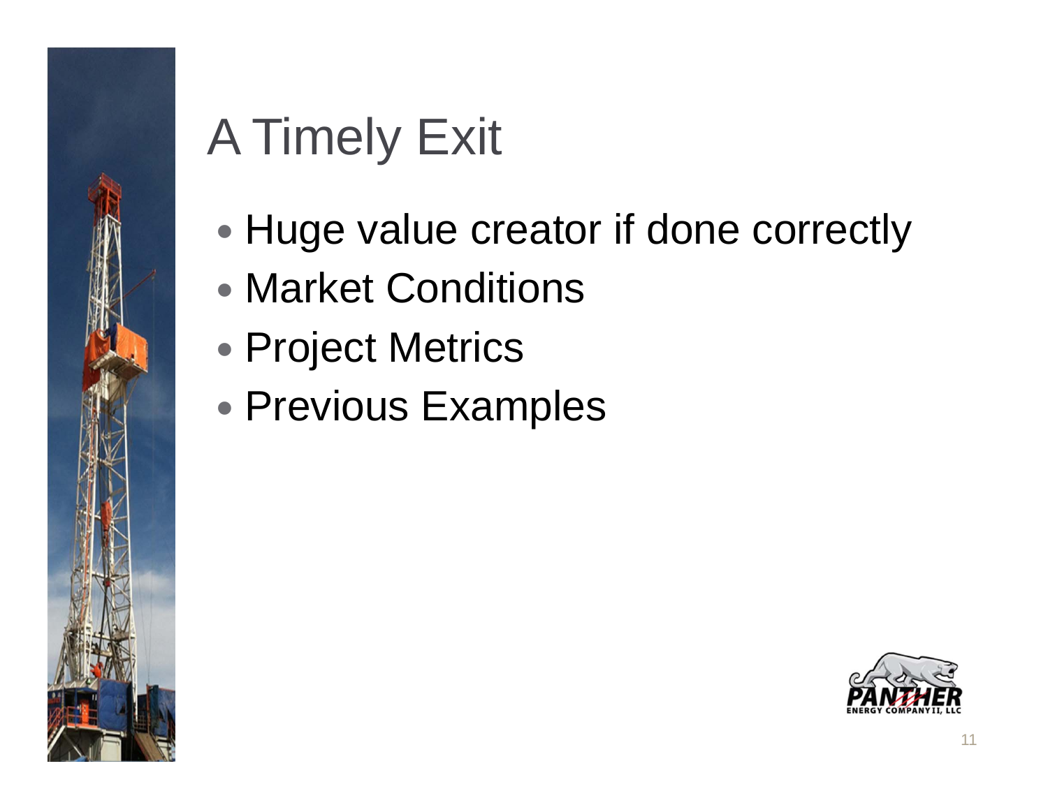# A Timely Exit

- Huge value creator if done correctly
- Market Conditions
- Project Metrics
- Previous Examples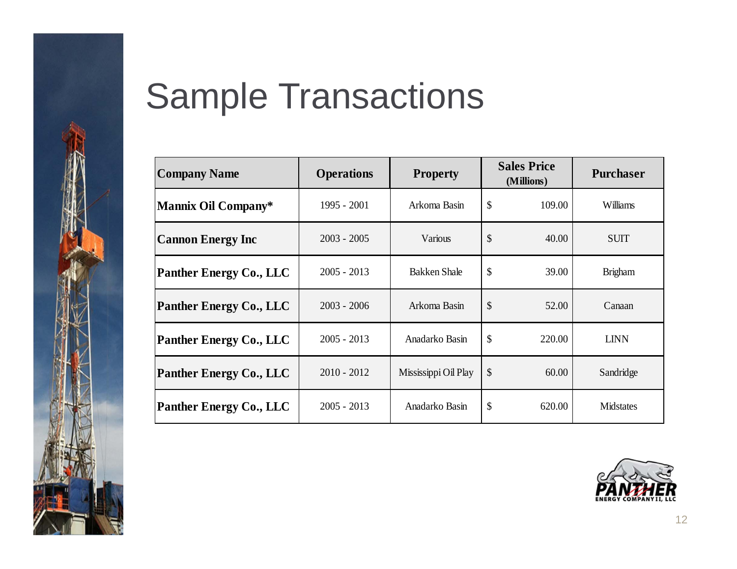# Sample Transactions

| Company Name | Operations | Property | Sales Price (Millions) | Purchaser |
|---|---|---|---|---|
| **Mannix Oil Company*** | 1995 - 2001 | Arkoma Basin | $ 109.00 | Williams |
| **Cannon Energy Inc** | 2003 - 2005 | Various | $ 40.00 | SUIT |
| **Panther Energy Co., LLC** | 2005 - 2013 | Bakken Shale | $ 39.00 | Brigham |
| **Panther Energy Co., LLC** | 2003 - 2006 | Arkoma Basin | $ 52.00 | Canaan |
| **Panther Energy Co., LLC** | 2005 - 2013 | Anadarko Basin | $ 220.00 | LINN |
| **Panther Energy Co., LLC** | 2010 - 2012 | Mississippi Oil Play | $ 60.00 | Sandridge |
| **Panther Energy Co., LLC** | 2005 - 2013 | Anadarko Basin | $ 620.00 | Midstates |

PANTHER ENERGY COMPANY II, LLC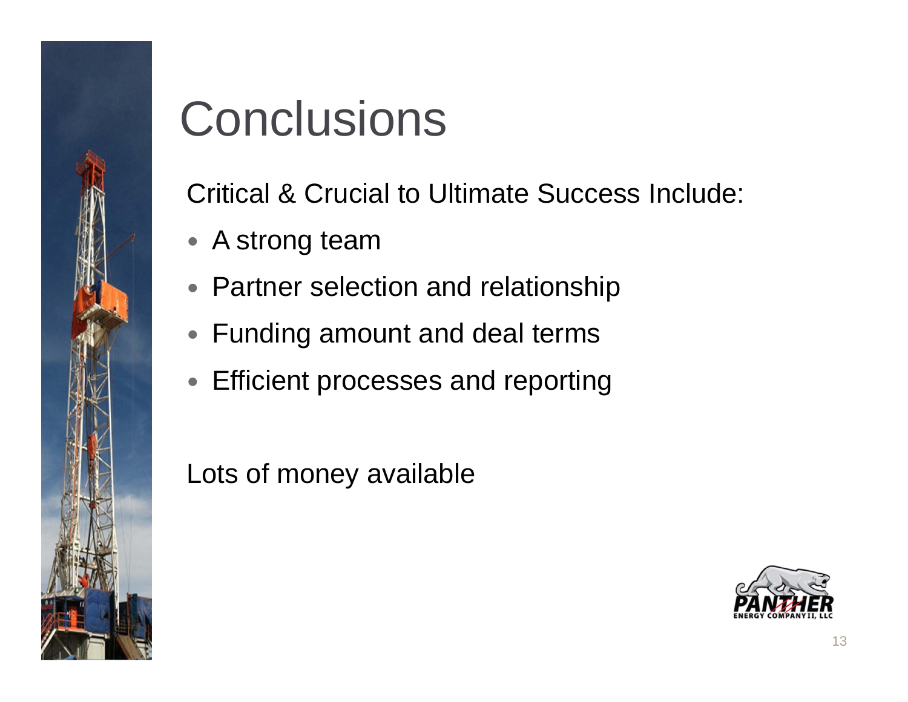# Conclusions

Critical & Crucial to Ultimate Success Include:

- A strong team
- Partner selection and relationship
- Funding amount and deal terms
- Efficient processes and reporting

Lots of money available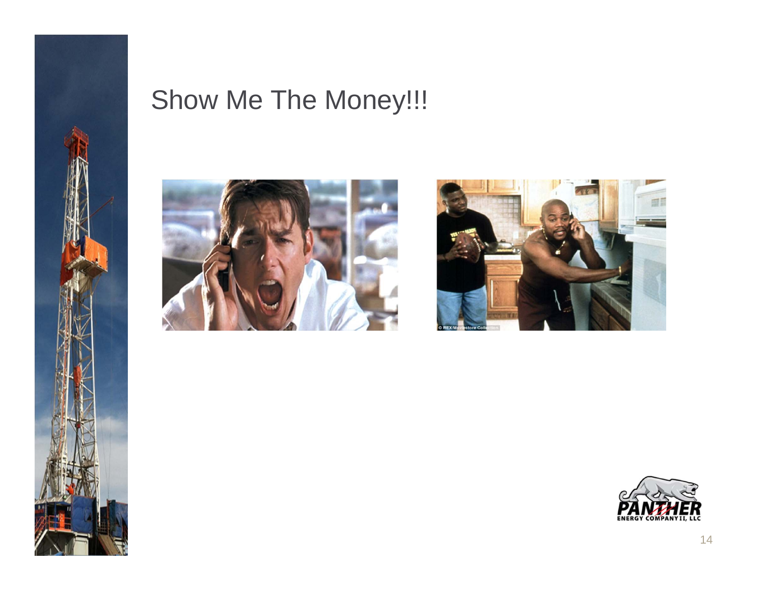# Show Me The Money!!!